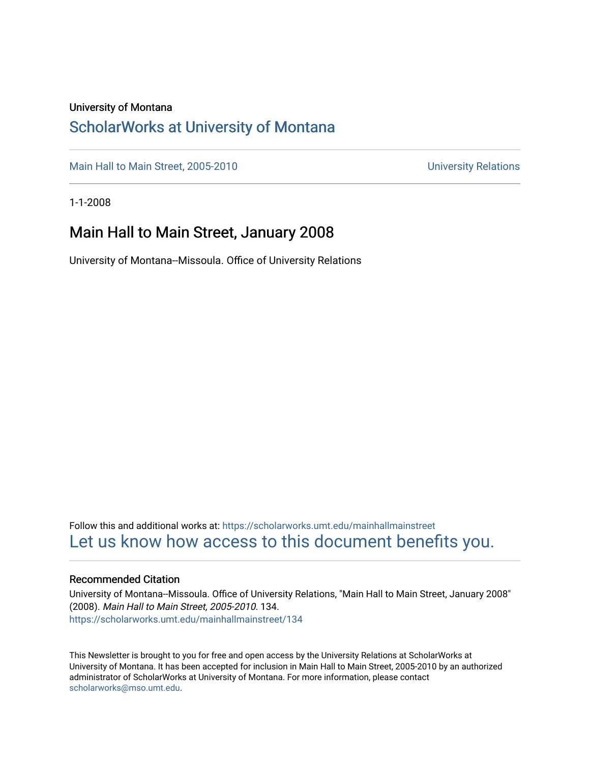University of Montana

# ScholarWorks at University of Montana

Main Hall to Main Street, 2005-2010 | University Relations

1-1-2008

## Main Hall to Main Street, January 2008

University of Montana--Missoula. Office of University Relations

Follow this and additional works at: https://scholarworks.umt.edu/mainhallmainstreet

Let us know how access to this document benefits you.

### Recommended Citation

University of Montana--Missoula. Office of University Relations, "Main Hall to Main Street, January 2008" (2008). *Main Hall to Main Street, 2005-2010*. 134.
https://scholarworks.umt.edu/mainhallmainstreet/134

This Newsletter is brought to you for free and open access by the University Relations at ScholarWorks at University of Montana. It has been accepted for inclusion in Main Hall to Main Street, 2005-2010 by an authorized administrator of ScholarWorks at University of Montana. For more information, please contact scholarworks@mso.umt.edu.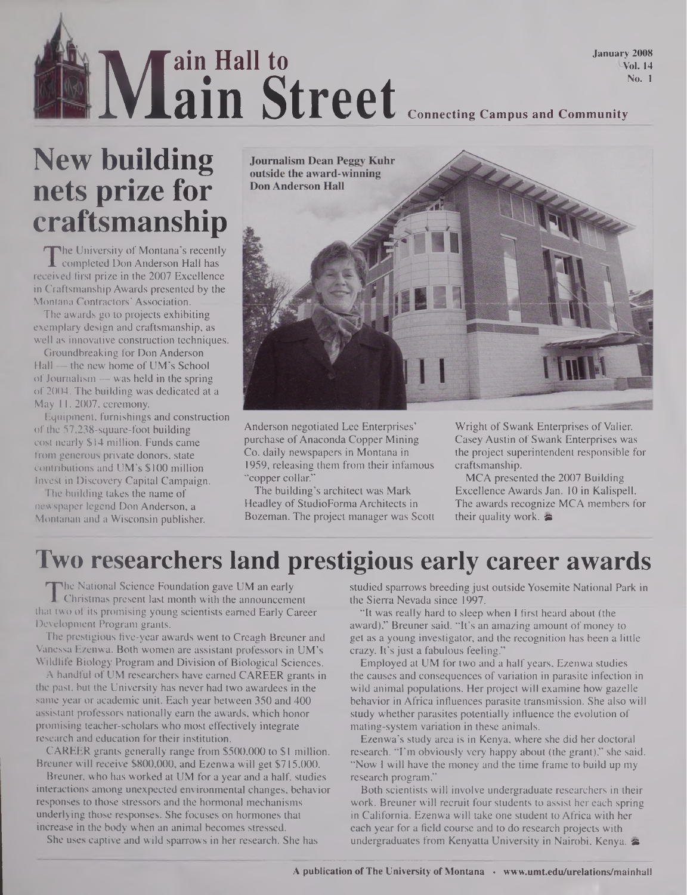# Main Hall to Main Street

January 2008
Vol. 14
No. 1

Connecting Campus and Community

## New building nets prize for craftsmanship

The University of Montana's recently completed Don Anderson Hall has received first prize in the 2007 Excellence in Craftsmanship Awards presented by the Montana Contractors' Association.

The awards go to projects exhibiting exemplary design and craftsmanship, as well as innovative construction techniques.

Groundbreaking for Don Anderson Hall — the new home of UM's School of Journalism — was held in the spring of 2004. The building was dedicated at a May 11, 2007, ceremony.

Equipment, furnishings and construction of the 57,238-square-foot building cost nearly $14 million. Funds came from generous private donors, state contributions and UM's $100 million Invest in Discovery Capital Campaign.

The building takes the name of newspaper legend Don Anderson, a Montanan and a Wisconsin publisher.

**Journalism Dean Peggy Kuhr outside the award-winning Don Anderson Hall**

Anderson negotiated Lee Enterprises' purchase of Anaconda Copper Mining Co. daily newspapers in Montana in 1959, releasing them from their infamous "copper collar."

The building's architect was Mark Headley of StudioForma Architects in Bozeman. The project manager was Scott Wright of Swank Enterprises of Valier. Casey Austin of Swank Enterprises was the project superintendent responsible for craftsmanship.

MCA presented the 2007 Building Excellence Awards Jan. 10 in Kalispell. The awards recognize MCA members for their quality work.

## Two researchers land prestigious early career awards

The National Science Foundation gave UM an early Christmas present last month with the announcement that two of its promising young scientists earned Early Career Development Program grants.

The prestigious five-year awards went to Creagh Breuner and Vanessa Ezenwa. Both women are assistant professors in UM's Wildlife Biology Program and Division of Biological Sciences.

A handful of UM researchers have earned CAREER grants in the past, but the University has never had two awardees in the same year or academic unit. Each year between 350 and 400 assistant professors nationally earn the awards, which honor promising teacher-scholars who most effectively integrate research and education for their institution.

CAREER grants generally range from $500,000 to $1 million. Breuner will receive $800,000, and Ezenwa will get $715,000.

Breuner, who has worked at UM for a year and a half, studies interactions among unexpected environmental changes, behavior responses to those stressors and the hormonal mechanisms underlying those responses. She focuses on hormones that increase in the body when an animal becomes stressed.

She uses captive and wild sparrows in her research. She has studied sparrows breeding just outside Yosemite National Park in the Sierra Nevada since 1997.

"It was really hard to sleep when I first heard about (the award)," Breuner said. "It's an amazing amount of money to get as a young investigator, and the recognition has been a little crazy. It's just a fabulous feeling."

Employed at UM for two and a half years, Ezenwa studies the causes and consequences of variation in parasite infection in wild animal populations. Her project will examine how gazelle behavior in Africa influences parasite transmission. She also will study whether parasites potentially influence the evolution of mating-system variation in these animals.

Ezenwa's study area is in Kenya, where she did her doctoral research. "I'm obviously very happy about (the grant)," she said. "Now I will have the money and the time frame to build up my research program."

Both scientists will involve undergraduate researchers in their work. Breuner will recruit four students to assist her each spring in California. Ezenwa will take one student to Africa with her each year for a field course and to do research projects with undergraduates from Kenyatta University in Nairobi, Kenya.

A publication of The University of Montana • www.umt.edu/urelations/mainhall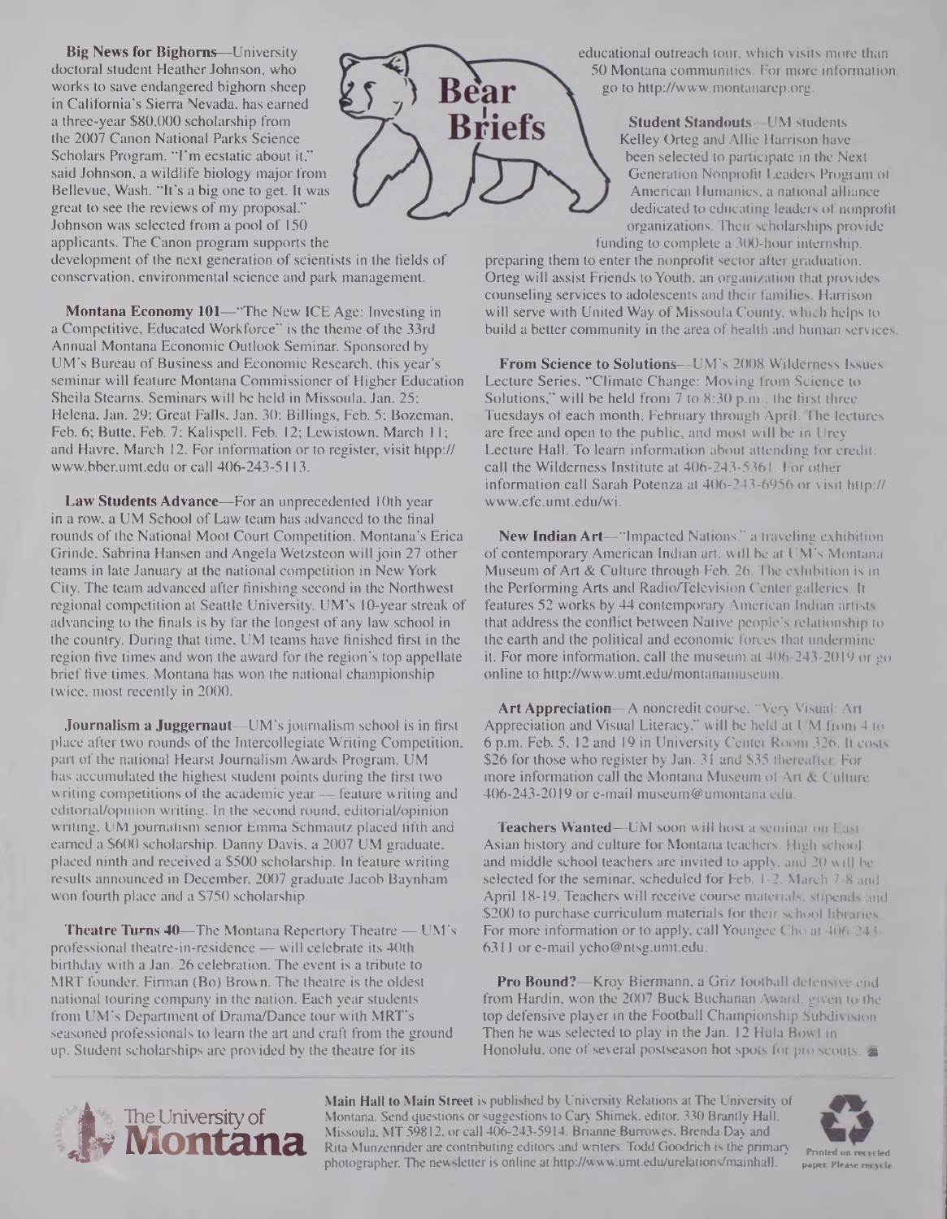# Bear Briefs

**Big News for Bighorns**—University doctoral student Heather Johnson, who works to save endangered bighorn sheep in California's Sierra Nevada, has earned a three-year $80,000 scholarship from the 2007 Canon National Parks Science Scholars Program. "I'm ecstatic about it," said Johnson, a wildlife biology major from Bellevue, Wash. "It's a big one to get. It was great to see the reviews of my proposal." Johnson was selected from a pool of 150 applicants. The Canon program supports the development of the next generation of scientists in the fields of conservation, environmental science and park management.

**Montana Economy 101**—"The New ICE Age: Investing in a Competitive, Educated Workforce" is the theme of the 33rd Annual Montana Economic Outlook Seminar. Sponsored by UM's Bureau of Business and Economic Research, this year's seminar will feature Montana Commissioner of Higher Education Sheila Stearns. Seminars will be held in Missoula, Jan. 25; Helena, Jan. 29; Great Falls, Jan. 30; Billings, Feb. 5; Bozeman, Feb. 6; Butte, Feb. 7; Kalispell, Feb. 12; Lewistown, March 11; and Havre, March 12. For information or to register, visit htpp://www.bber.umt.edu or call 406-243-5113.

**Law Students Advance**—For an unprecedented 10th year in a row, a UM School of Law team has advanced to the final rounds of the National Moot Court Competition. Montana's Erica Grinde, Sabrina Hansen and Angela Wetzsteon will join 27 other teams in late January at the national competition in New York City. The team advanced after finishing second in the Northwest regional competition at Seattle University. UM's 10-year streak of advancing to the finals is by far the longest of any law school in the country. During that time, UM teams have finished first in the region five times and won the award for the region's top appellate brief five times. Montana has won the national championship twice, most recently in 2000.

**Journalism a Juggernaut**—UM's journalism school is in first place after two rounds of the Intercollegiate Writing Competition, part of the national Hearst Journalism Awards Program. UM has accumulated the highest student points during the first two writing competitions of the academic year — feature writing and editorial/opinion writing. In the second round, editorial/opinion writing, UM journalism senior Emma Schmautz placed fifth and earned a $600 scholarship. Danny Davis, a 2007 UM graduate, placed ninth and received a $500 scholarship. In feature writing results announced in December, 2007 graduate Jacob Baynham won fourth place and a $750 scholarship.

**Theatre Turns 40**—The Montana Repertory Theatre — UM's professional theatre-in-residence — will celebrate its 40th birthday with a Jan. 26 celebration. The event is a tribute to MRT founder, Firman (Bo) Brown. The theatre is the oldest national touring company in the nation. Each year students from UM's Department of Drama/Dance tour with MRT's seasoned professionals to learn the art and craft from the ground up. Student scholarships are provided by the theatre for its educational outreach tour, which visits more than 50 Montana communities. For more information, go to http://www.montanarep.org.

**Student Standouts**—UM students Kelley Orteg and Allie Harrison have been selected to participate in the Next Generation Nonprofit Leaders Program of American Humanics, a national alliance dedicated to educating leaders of nonprofit organizations. Their scholarships provide funding to complete a 300-hour internship, preparing them to enter the nonprofit sector after graduation. Orteg will assist Friends to Youth, an organization that provides counseling services to adolescents and their families. Harrison will serve with United Way of Missoula County, which helps to build a better community in the area of health and human services.

**From Science to Solutions**—UM's 2008 Wilderness Issues Lecture Series, "Climate Change: Moving from Science to Solutions," will be held from 7 to 8:30 p.m., the first three Tuesdays of each month, February through April. The lectures are free and open to the public, and most will be in Urey Lecture Hall. To learn information about attending for credit, call the Wilderness Institute at 406-243-5361. For other information call Sarah Potenza at 406-243-6956 or visit http://www.cfc.umt.edu/wi.

**New Indian Art**—"Impacted Nations," a traveling exhibition of contemporary American Indian art, will be at UM's Montana Museum of Art & Culture through Feb. 26. The exhibition is in the Performing Arts and Radio/Television Center galleries. It features 52 works by 44 contemporary American Indian artists that address the conflict between Native people's relationship to the earth and the political and economic forces that undermine it. For more information, call the museum at 406-243-2019 or go online to http://www.umt.edu/montanamuseum.

**Art Appreciation**—A noncredit course, "Very Visual: Art Appreciation and Visual Literacy," will be held at UM from 4 to 6 p.m. Feb. 5, 12 and 19 in University Center Room 326. It costs $26 for those who register by Jan. 31 and $35 thereafter. For more information call the Montana Museum of Art & Culture 406-243-2019 or e-mail museum@umontana.edu.

**Teachers Wanted**—UM soon will host a seminar on East Asian history and culture for Montana teachers. High school and middle school teachers are invited to apply, and 20 will be selected for the seminar, scheduled for Feb. 1-2, March 7-8 and April 18-19. Teachers will receive course materials, stipends and $200 to purchase curriculum materials for their school libraries. For more information or to apply, call Youngee Cho at 406-243-6311 or e-mail ycho@ntsg.umt.edu.

**Pro Bound?**—Kroy Biermann, a Griz football defensive end from Hardin, won the 2007 Buck Buchanan Award, given to the top defensive player in the Football Championship Subdivision. Then he was selected to play in the Jan. 12 Hula Bowl in Honolulu, one of several postseason hot spots for pro scouts.

---

The University of Montana

**Main Hall to Main Street** is published by University Relations at The University of Montana. Send questions or suggestions to Cary Shimek, editor, 330 Brantly Hall, Missoula, MT 59812, or call 406-243-5914. Brianne Burrowes, Brenda Day and Rita Munzenrider are contributing editors and writers. Todd Goodrich is the primary photographer. The newsletter is online at http://www.umt.edu/urelations/mainhall.

Printed on recycled paper. Please recycle.